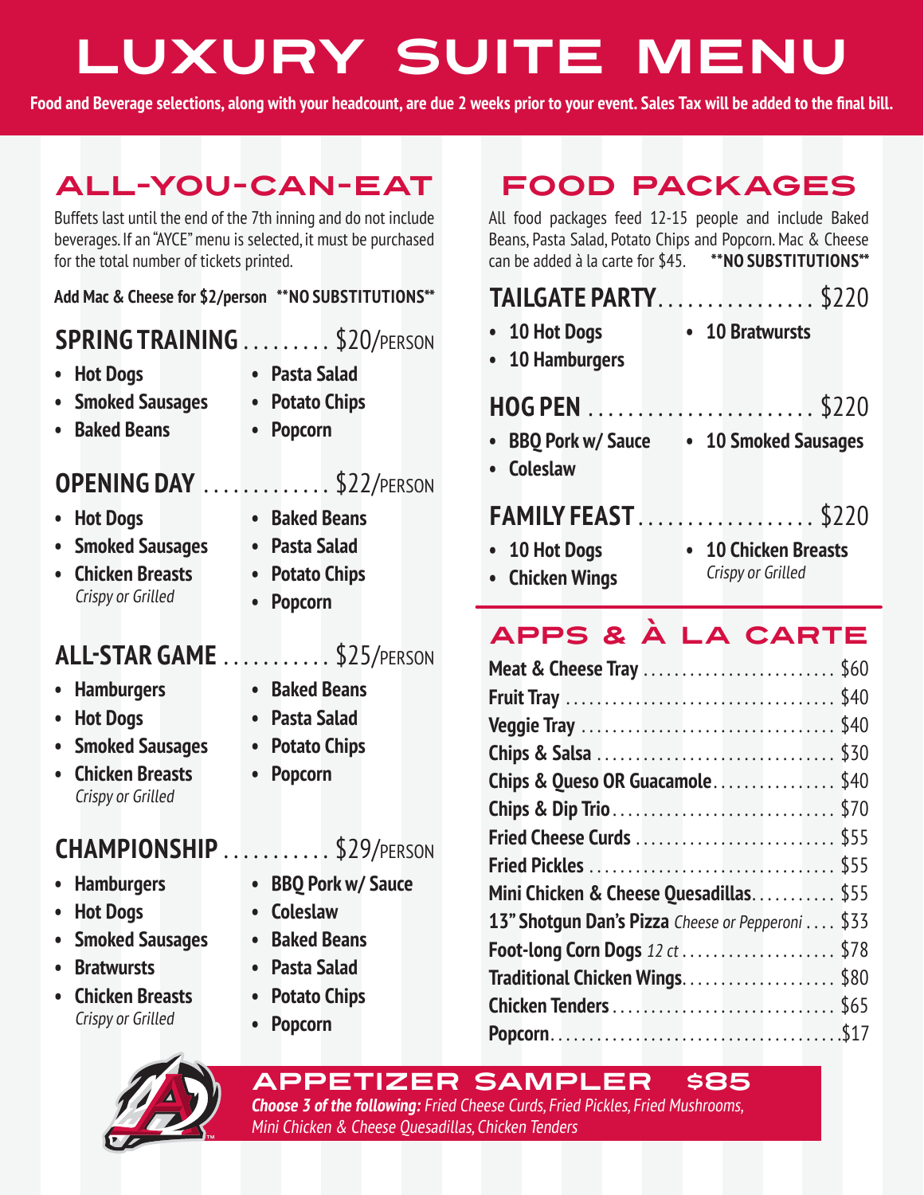# LUXURY SUITE MENU

**Food and Beverage selections, along with your headcount, are due 2 weeks prior to your event. Sales Tax will be added to the final bill.**

## ALL-YOU-CAN-EAT

Buffets last until the end of the 7th inning and do not include beverages. If an "AYCE" menu is selected, it must be purchased for the total number of tickets printed.

**Add Mac & Cheese for $2/person** **NO SUBSTITUTIONS**

### SPRING TRAINING ......... $20/PERSON

- Hot Dogs
- Smoked Sausages
- Baked Beans
- Pasta Salad
- Potato Chips
- Popcorn

### OPENING DAY ............. $22/PERSON

- Hot Dogs
- Smoked Sausages
- Chicken Breasts *Crispy or Grilled*
- Baked Beans
- Pasta Salad
- Potato Chips
- Popcorn

### ALL-STAR GAME ........... $25/PERSON

- Hamburgers
- Hot Dogs
- Smoked Sausages
- Chicken Breasts *Crispy or Grilled*
- Baked Beans
- Pasta Salad
- Potato Chips
- Popcorn

### CHAMPIONSHIP ........... $29/PERSON

- Hamburgers
- Hot Dogs
- Smoked Sausages
- Bratwursts
- Chicken Breasts *Crispy or Grilled*
- BBQ Pork w/ Sauce
- Coleslaw
- Baked Beans
- Pasta Salad
- Potato Chips
- Popcorn

## FOOD PACKAGES

All food packages feed 12-15 people and include Baked Beans, Pasta Salad, Potato Chips and Popcorn. Mac & Cheese can be added à la carte for $45. **NO SUBSTITUTIONS**

### TAILGATE PARTY ................ $220

- 10 Hot Dogs
- 10 Hamburgers
- 10 Bratwursts

### HOG PEN ....................... $220

- BBQ Pork w/ Sauce
- Coleslaw
- 10 Smoked Sausages

### FAMILY FEAST .................. $220

- 10 Hot Dogs
- Chicken Wings
- 10 Chicken Breasts *Crispy or Grilled*

## APPS & À LA CARTE

| Item | Price |
|---|---|
| Meat & Cheese Tray | $60 |
| Fruit Tray | $40 |
| Veggie Tray | $40 |
| Chips & Salsa | $30 |
| Chips & Queso OR Guacamole | $40 |
| Chips & Dip Trio | $70 |
| Fried Cheese Curds | $55 |
| Fried Pickles | $55 |
| Mini Chicken & Cheese Quesadillas | $55 |
| 13" Shotgun Dan's Pizza *Cheese or Pepperoni* | $33 |
| Foot-long Corn Dogs *12 ct* | $78 |
| Traditional Chicken Wings | $80 |
| Chicken Tenders | $65 |
| Popcorn | $17 |

## APPETIZER SAMPLER $85

***Choose 3 of the following:*** *Fried Cheese Curds, Fried Pickles, Fried Mushrooms, Mini Chicken & Cheese Quesadillas, Chicken Tenders*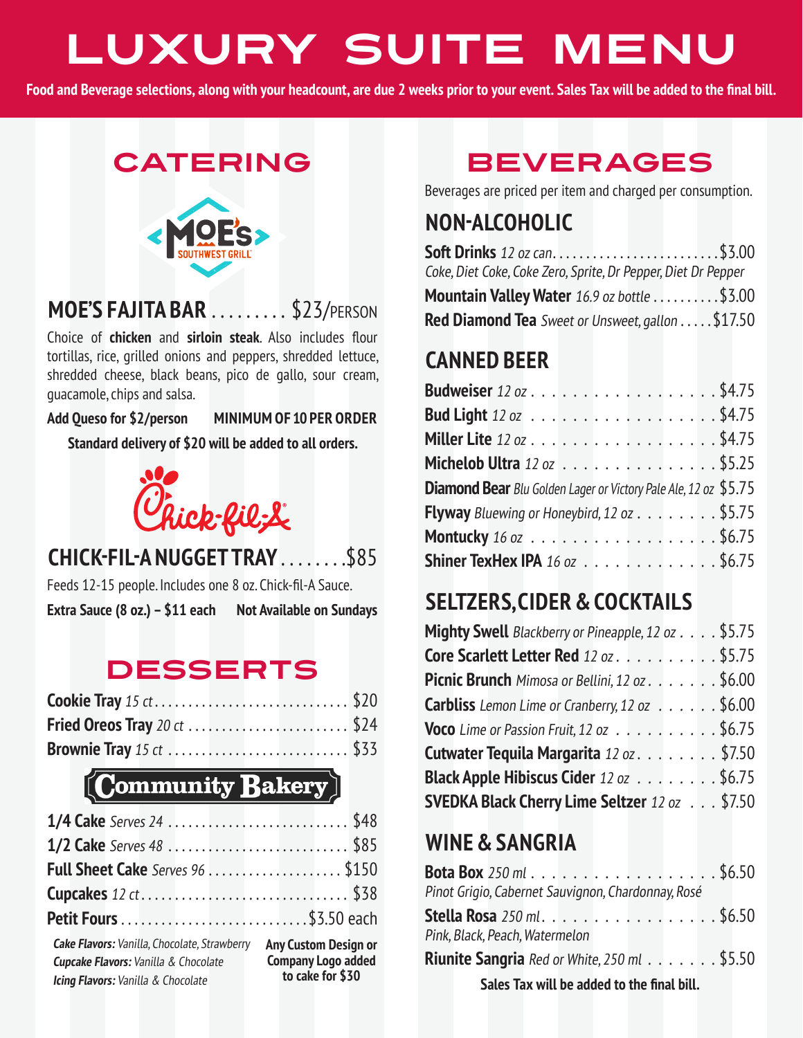# LUXURY SUITE MENU

**Food and Beverage selections, along with your headcount, are due 2 weeks prior to your event. Sales Tax will be added to the final bill.**

## CATERING

### MOE'S FAJITA BAR ......... $23/PERSON

Choice of **chicken** and **sirloin steak**. Also includes flour tortillas, rice, grilled onions and peppers, shredded lettuce, shredded cheese, black beans, pico de gallo, sour cream, guacamole, chips and salsa.

**Add Queso for $2/person** **MINIMUM OF 10 PER ORDER**

**Standard delivery of $20 will be added to all orders.**

### CHICK-FIL-A NUGGET TRAY ........$85

Feeds 12-15 people. Includes one 8 oz. Chick-fil-A Sauce.

**Extra Sauce (8 oz.) – $11 each** **Not Available on Sundays**

## DESSERTS

**Cookie Tray** *15 ct* ............................ $20
**Fried Oreos Tray** *20 ct* ........................ $24
**Brownie Tray** *15 ct* ........................... $33

### Community Bakery

**1/4 Cake** *Serves 24* ........................... $48
**1/2 Cake** *Serves 48* ........................... $85
**Full Sheet Cake** *Serves 96* .................... $150
**Cupcakes** *12 ct* .............................. $38
**Petit Fours** ............................$3.50 each

***Cake Flavors:*** *Vanilla, Chocolate, Strawberry*
***Cupcake Flavors:*** *Vanilla & Chocolate*
***Icing Flavors:*** *Vanilla & Chocolate*

**Any Custom Design or Company Logo added to cake for $30**

## BEVERAGES

Beverages are priced per item and charged per consumption.

### NON-ALCOHOLIC

**Soft Drinks** *12 oz can* ........................$3.00
*Coke, Diet Coke, Coke Zero, Sprite, Dr Pepper, Diet Dr Pepper*
**Mountain Valley Water** *16.9 oz bottle* ..........$3.00
**Red Diamond Tea** *Sweet or Unsweet, gallon* .....$17.50

### CANNED BEER

**Budweiser** *12 oz* . . . . . . . . . . . . . . . . . . $4.75
**Bud Light** *12 oz* . . . . . . . . . . . . . . . . . . $4.75
**Miller Lite** *12 oz* . . . . . . . . . . . . . . . . . . $4.75
**Michelob Ultra** *12 oz* . . . . . . . . . . . . . . . $5.25
**Diamond Bear** *Blu Golden Lager or Victory Pale Ale, 12 oz* $5.75
**Flyway** *Bluewing or Honeybird, 12 oz* . . . . . . . . $5.75
**Montucky** *16 oz* . . . . . . . . . . . . . . . . . . $6.75
**Shiner TexHex IPA** *16 oz* . . . . . . . . . . . . . $6.75

### SELTZERS, CIDER & COCKTAILS

**Mighty Swell** *Blackberry or Pineapple, 12 oz* . . . . $5.75
**Core Scarlett Letter Red** *12 oz* . . . . . . . . . . $5.75
**Picnic Brunch** *Mimosa or Bellini, 12 oz* . . . . . . . $6.00
**Carbliss** *Lemon Lime or Cranberry, 12 oz* . . . . . . $6.00
**Voco** *Lime or Passion Fruit, 12 oz* . . . . . . . . . . $6.75
**Cutwater Tequila Margarita** *12 oz* . . . . . . . . $7.50
**Black Apple Hibiscus Cider** *12 oz* . . . . . . . . $6.75
**SVEDKA Black Cherry Lime Seltzer** *12 oz* . . . $7.50

### WINE & SANGRIA

**Bota Box** *250 ml* . . . . . . . . . . . . . . . . . . $6.50
*Pinot Grigio, Cabernet Sauvignon, Chardonnay, Rosé*
**Stella Rosa** *250 ml* . . . . . . . . . . . . . . . . . $6.50
*Pink, Black, Peach, Watermelon*
**Riunite Sangria** *Red or White, 250 ml* . . . . . . . $5.50

**Sales Tax will be added to the final bill.**